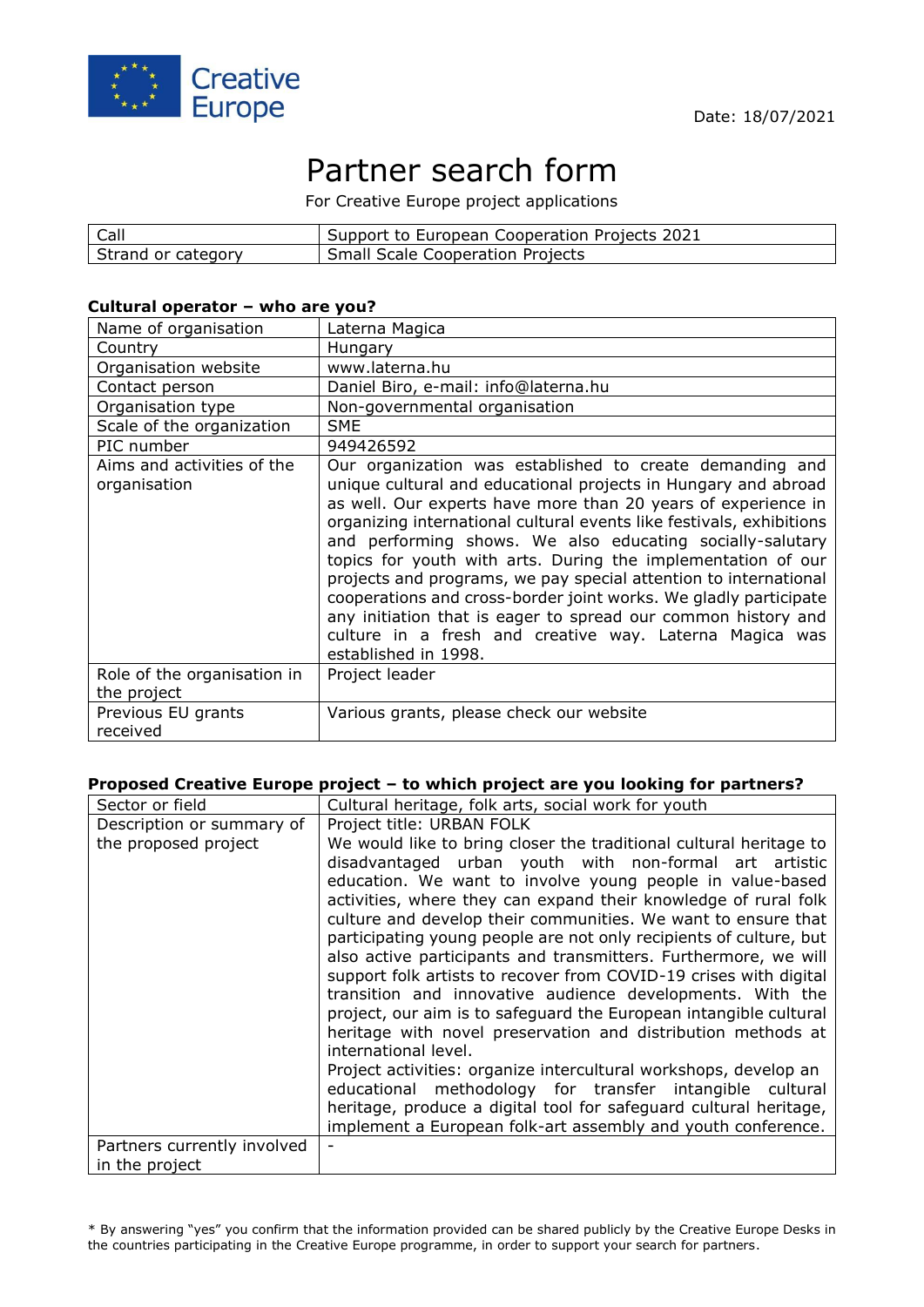Creative Europe

Date: 18/07/2021

# Partner search form

For Creative Europe project applications

| Call | Support to European Cooperation Projects 2021 |
|---|---|
| Strand or category | Small Scale Cooperation Projects |

### Cultural operator – who are you?

| Name of organisation | Laterna Magica |
|---|---|
| Country | Hungary |
| Organisation website | www.laterna.hu |
| Contact person | Daniel Biro, e-mail: info@laterna.hu |
| Organisation type | Non-governmental organisation |
| Scale of the organization | SME |
| PIC number | 949426592 |
| Aims and activities of the organisation | Our organization was established to create demanding and unique cultural and educational projects in Hungary and abroad as well. Our experts have more than 20 years of experience in organizing international cultural events like festivals, exhibitions and performing shows. We also educating socially-salutary topics for youth with arts. During the implementation of our projects and programs, we pay special attention to international cooperations and cross-border joint works. We gladly participate any initiation that is eager to spread our common history and culture in a fresh and creative way. Laterna Magica was established in 1998. |
| Role of the organisation in the project | Project leader |
| Previous EU grants received | Various grants, please check our website |

### Proposed Creative Europe project – to which project are you looking for partners?

| Sector or field | Cultural heritage, folk arts, social work for youth |
|---|---|
| Description or summary of the proposed project | Project title: URBAN FOLK<br>We would like to bring closer the traditional cultural heritage to disadvantaged urban youth with non-formal art artistic education. We want to involve young people in value-based activities, where they can expand their knowledge of rural folk culture and develop their communities. We want to ensure that participating young people are not only recipients of culture, but also active participants and transmitters. Furthermore, we will support folk artists to recover from COVID-19 crises with digital transition and innovative audience developments. With the project, our aim is to safeguard the European intangible cultural heritage with novel preservation and distribution methods at international level.<br>Project activities: organize intercultural workshops, develop an educational methodology for transfer intangible cultural heritage, produce a digital tool for safeguard cultural heritage, implement a European folk-art assembly and youth conference. |
| Partners currently involved in the project | - |

* By answering "yes" you confirm that the information provided can be shared publicly by the Creative Europe Desks in the countries participating in the Creative Europe programme, in order to support your search for partners.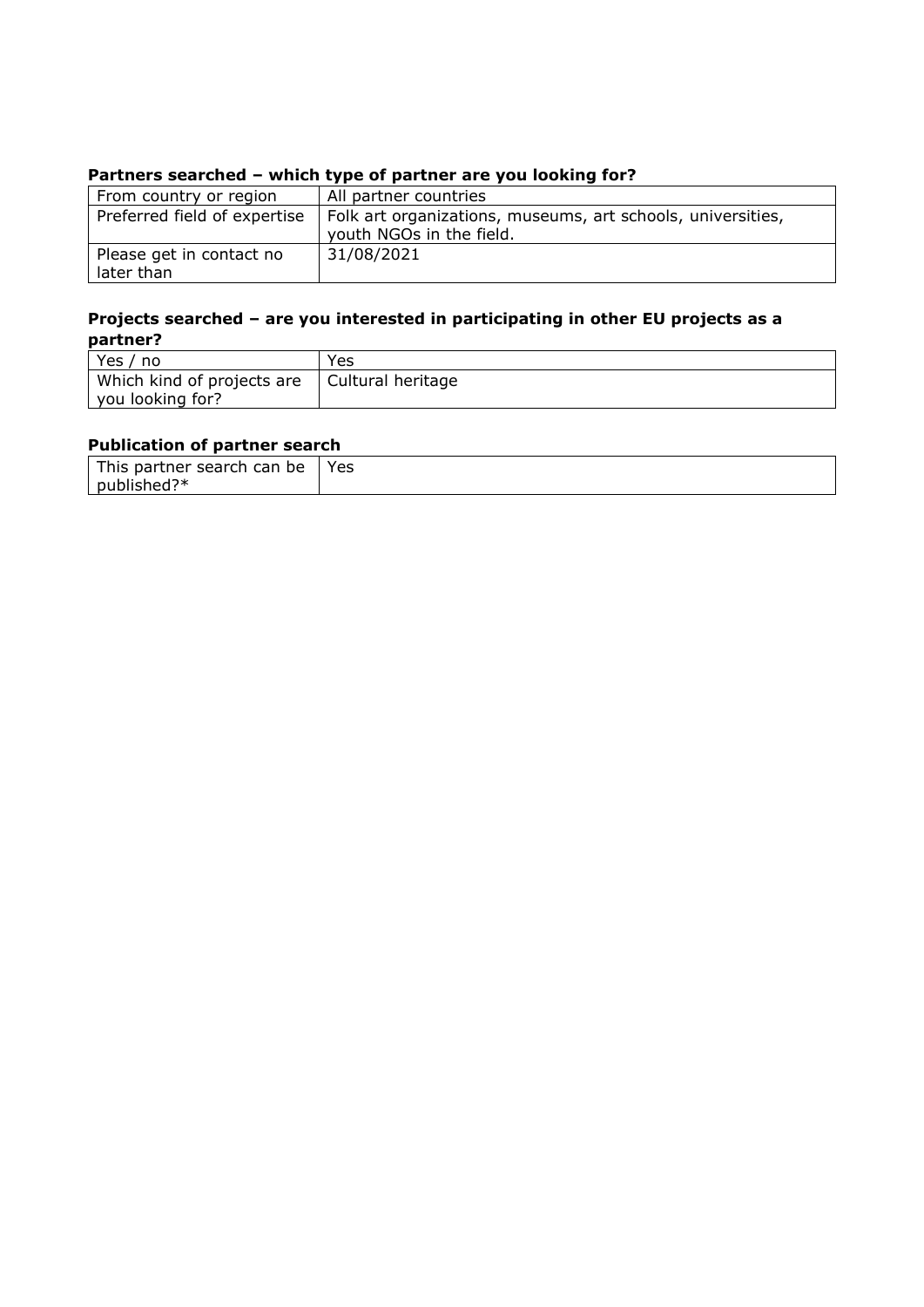**Partners searched – which type of partner are you looking for?**

| | |
|---|---|
| From country or region | All partner countries |
| Preferred field of expertise | Folk art organizations, museums, art schools, universities, youth NGOs in the field. |
| Please get in contact no later than | 31/08/2021 |

**Projects searched – are you interested in participating in other EU projects as a partner?**

| | |
|---|---|
| Yes / no | Yes |
| Which kind of projects are you looking for? | Cultural heritage |

**Publication of partner search**

| | |
|---|---|
| This partner search can be published?* | Yes |